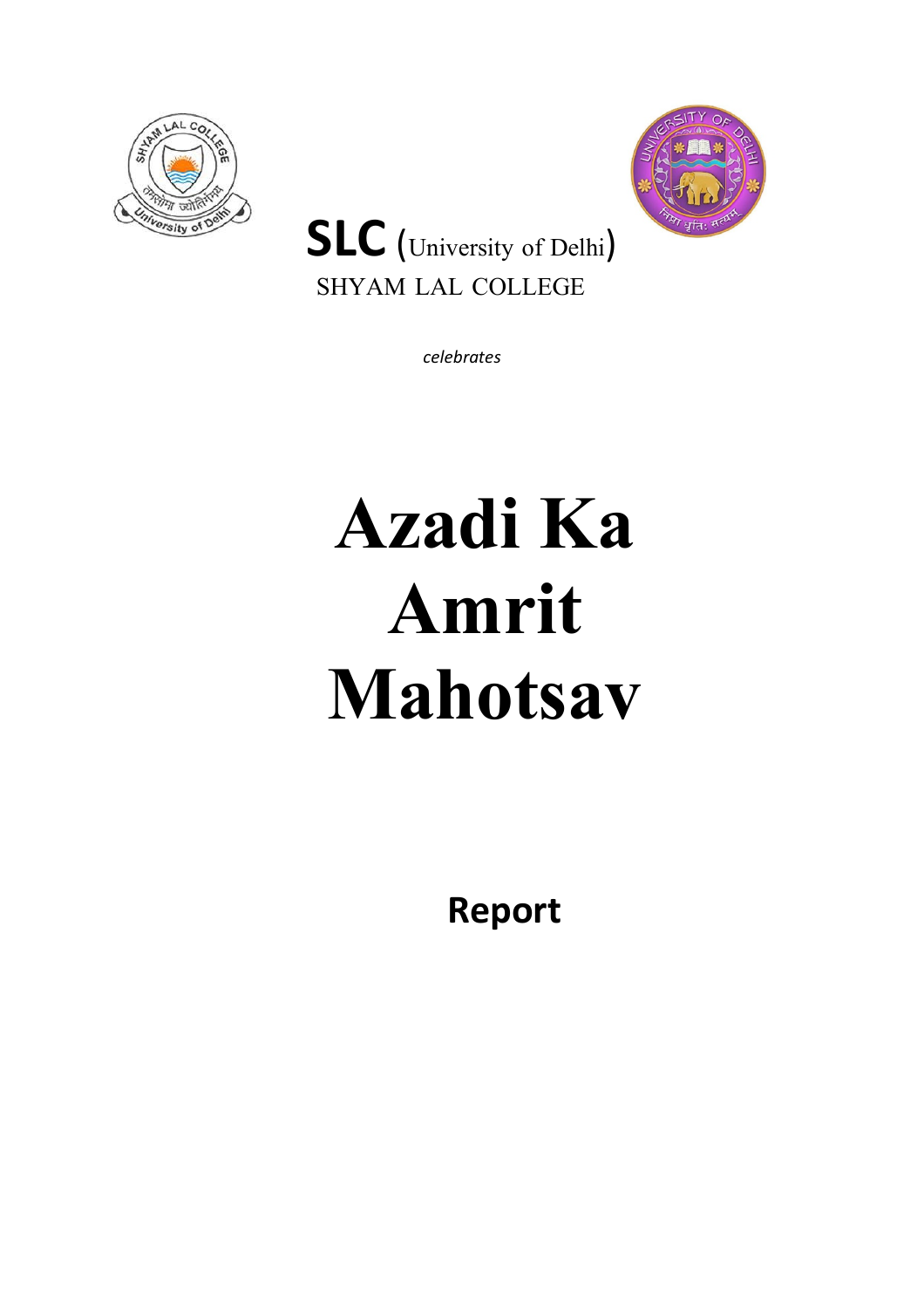**SLC** (University of Delhi)

SHYAM LAL COLLEGE

*celebrates*

# Azadi Ka Amrit Mahotsav

**Report**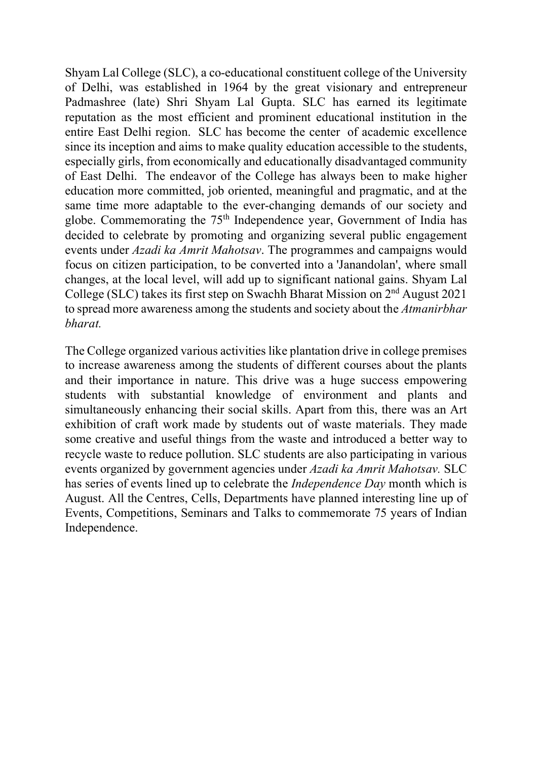Shyam Lal College (SLC), a co-educational constituent college of the University of Delhi, was established in 1964 by the great visionary and entrepreneur Padmashree (late) Shri Shyam Lal Gupta. SLC has earned its legitimate reputation as the most efficient and prominent educational institution in the entire East Delhi region. SLC has become the center of academic excellence since its inception and aims to make quality education accessible to the students, especially girls, from economically and educationally disadvantaged community of East Delhi. The endeavor of the College has always been to make higher education more committed, job oriented, meaningful and pragmatic, and at the same time more adaptable to the ever-changing demands of our society and globe. Commemorating the 75th Independence year, Government of India has decided to celebrate by promoting and organizing several public engagement events under *Azadi ka Amrit Mahotsav*. The programmes and campaigns would focus on citizen participation, to be converted into a 'Janandolan', where small changes, at the local level, will add up to significant national gains. Shyam Lal College (SLC) takes its first step on Swachh Bharat Mission on 2nd August 2021 to spread more awareness among the students and society about the *Atmanirbhar bharat.*

The College organized various activities like plantation drive in college premises to increase awareness among the students of different courses about the plants and their importance in nature. This drive was a huge success empowering students with substantial knowledge of environment and plants and simultaneously enhancing their social skills. Apart from this, there was an Art exhibition of craft work made by students out of waste materials. They made some creative and useful things from the waste and introduced a better way to recycle waste to reduce pollution. SLC students are also participating in various events organized by government agencies under *Azadi ka Amrit Mahotsav.* SLC has series of events lined up to celebrate the *Independence Day* month which is August. All the Centres, Cells, Departments have planned interesting line up of Events, Competitions, Seminars and Talks to commemorate 75 years of Indian Independence.